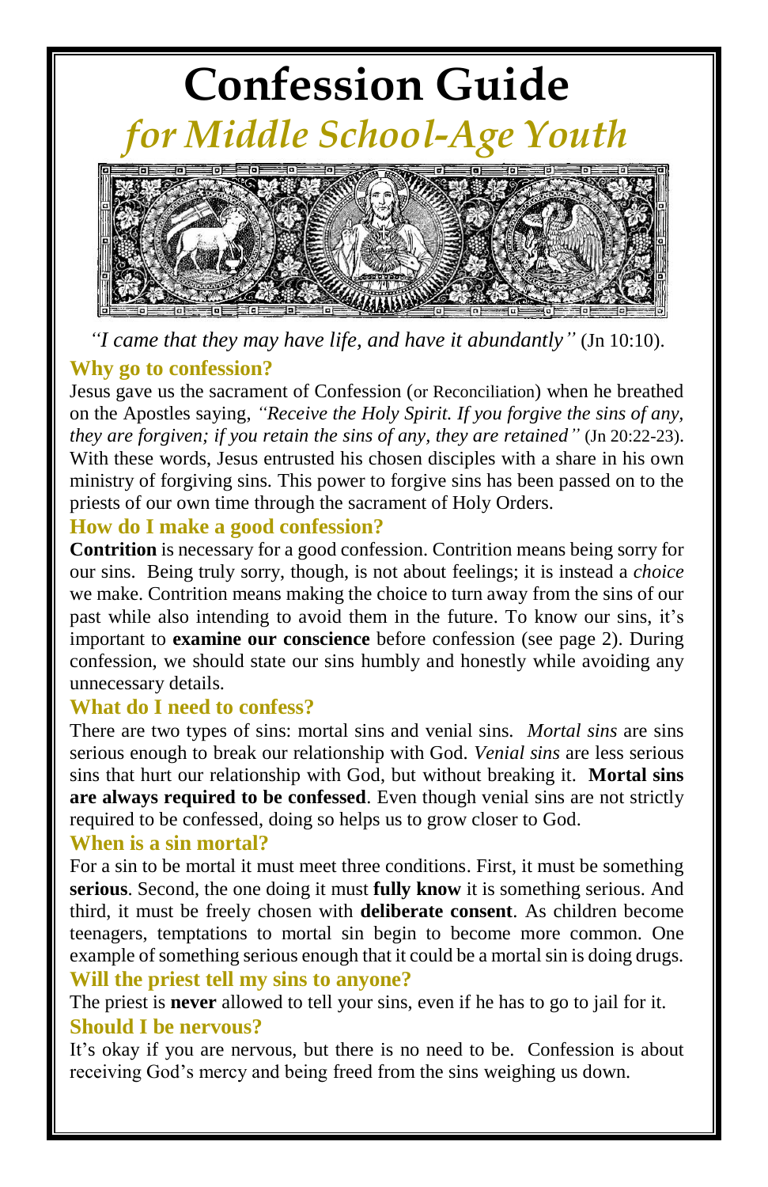# Confession Guide

## *for Middle School-Age Youth*

*"I came that they may have life, and have it abundantly"* (Jn 10:10).

### Why go to confession?

Jesus gave us the sacrament of Confession (or Reconciliation) when he breathed on the Apostles saying, *"Receive the Holy Spirit. If you forgive the sins of any, they are forgiven; if you retain the sins of any, they are retained"* (Jn 20:22-23). With these words, Jesus entrusted his chosen disciples with a share in his own ministry of forgiving sins. This power to forgive sins has been passed on to the priests of our own time through the sacrament of Holy Orders.

### How do I make a good confession?

**Contrition** is necessary for a good confession. Contrition means being sorry for our sins. Being truly sorry, though, is not about feelings; it is instead a *choice* we make. Contrition means making the choice to turn away from the sins of our past while also intending to avoid them in the future. To know our sins, it's important to **examine our conscience** before confession (see page 2). During confession, we should state our sins humbly and honestly while avoiding any unnecessary details.

### What do I need to confess?

There are two types of sins: mortal sins and venial sins. *Mortal sins* are sins serious enough to break our relationship with God. *Venial sins* are less serious sins that hurt our relationship with God, but without breaking it. **Mortal sins are always required to be confessed**. Even though venial sins are not strictly required to be confessed, doing so helps us to grow closer to God.

### When is a sin mortal?

For a sin to be mortal it must meet three conditions. First, it must be something **serious**. Second, the one doing it must **fully know** it is something serious. And third, it must be freely chosen with **deliberate consent**. As children become teenagers, temptations to mortal sin begin to become more common. One example of something serious enough that it could be a mortal sin is doing drugs.

### Will the priest tell my sins to anyone?

The priest is **never** allowed to tell your sins, even if he has to go to jail for it.

### Should I be nervous?

It's okay if you are nervous, but there is no need to be. Confession is about receiving God's mercy and being freed from the sins weighing us down.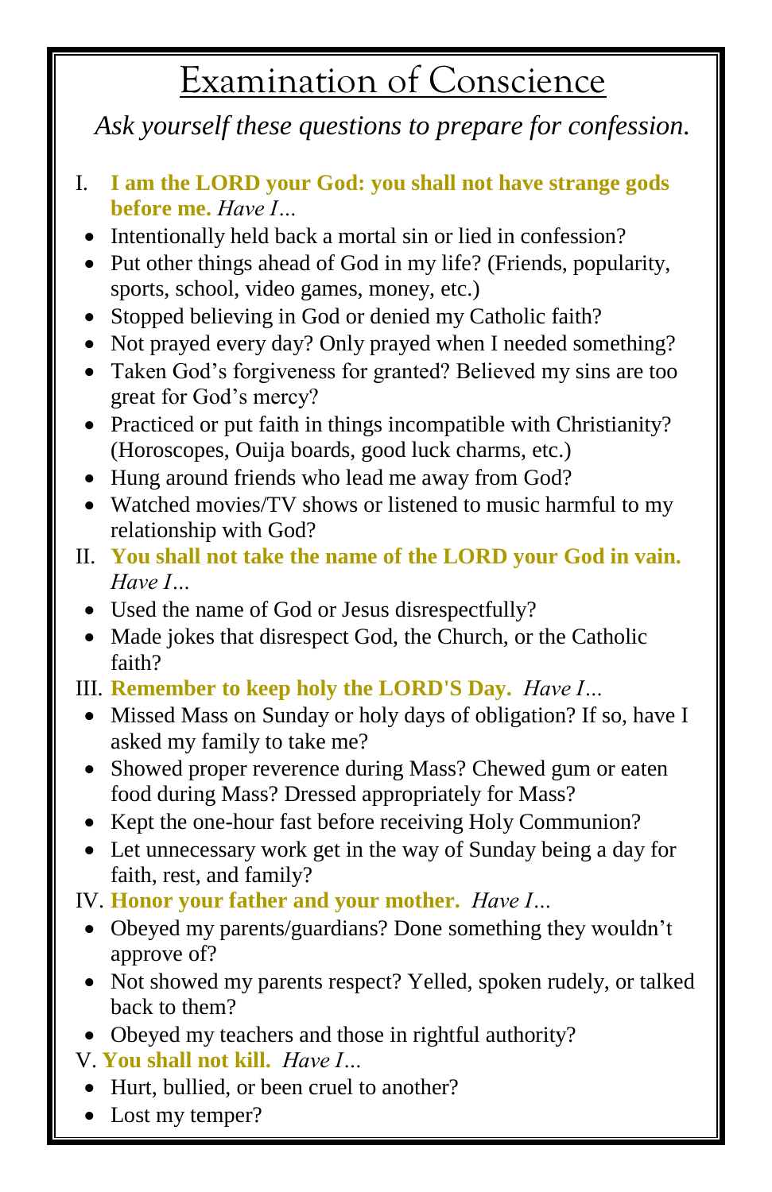# Examination of Conscience

*Ask yourself these questions to prepare for confession.*

I. **I am the LORD your God: you shall not have strange gods before me.** *Have I…*

- Intentionally held back a mortal sin or lied in confession?
- Put other things ahead of God in my life? (Friends, popularity, sports, school, video games, money, etc.)
- Stopped believing in God or denied my Catholic faith?
- Not prayed every day? Only prayed when I needed something?
- Taken God's forgiveness for granted? Believed my sins are too great for God's mercy?
- Practiced or put faith in things incompatible with Christianity? (Horoscopes, Ouija boards, good luck charms, etc.)
- Hung around friends who lead me away from God?
- Watched movies/TV shows or listened to music harmful to my relationship with God?

II. **You shall not take the name of the LORD your God in vain.** *Have I…*

- Used the name of God or Jesus disrespectfully?
- Made jokes that disrespect God, the Church, or the Catholic faith?

III. **Remember to keep holy the LORD'S Day.** *Have I…*

- Missed Mass on Sunday or holy days of obligation? If so, have I asked my family to take me?
- Showed proper reverence during Mass? Chewed gum or eaten food during Mass? Dressed appropriately for Mass?
- Kept the one-hour fast before receiving Holy Communion?
- Let unnecessary work get in the way of Sunday being a day for faith, rest, and family?

IV. **Honor your father and your mother.** *Have I…*

- Obeyed my parents/guardians? Done something they wouldn't approve of?
- Not showed my parents respect? Yelled, spoken rudely, or talked back to them?
- Obeyed my teachers and those in rightful authority?

V. **You shall not kill.** *Have I…*

- Hurt, bullied, or been cruel to another?
- Lost my temper?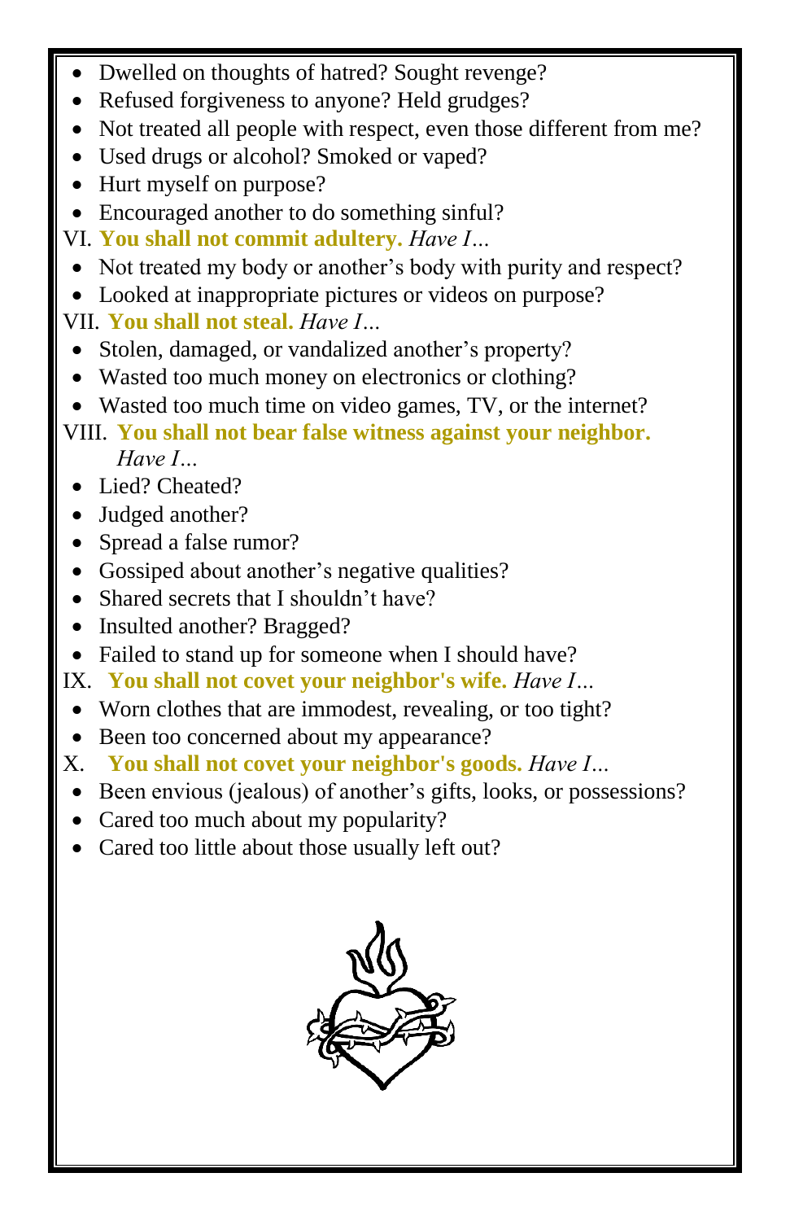- Dwelled on thoughts of hatred? Sought revenge?
- Refused forgiveness to anyone? Held grudges?
- Not treated all people with respect, even those different from me?
- Used drugs or alcohol? Smoked or vaped?
- Hurt myself on purpose?
- Encouraged another to do something sinful?

VI. **You shall not commit adultery.** *Have I…*

- Not treated my body or another's body with purity and respect?
- Looked at inappropriate pictures or videos on purpose?

VII. **You shall not steal.** *Have I…*

- Stolen, damaged, or vandalized another's property?
- Wasted too much money on electronics or clothing?
- Wasted too much time on video games, TV, or the internet?

VIII. **You shall not bear false witness against your neighbor.** *Have I…*

- Lied? Cheated?
- Judged another?
- Spread a false rumor?
- Gossiped about another's negative qualities?
- Shared secrets that I shouldn't have?
- Insulted another? Bragged?
- Failed to stand up for someone when I should have?

IX. **You shall not covet your neighbor's wife.** *Have I…*

- Worn clothes that are immodest, revealing, or too tight?
- Been too concerned about my appearance?

X. **You shall not covet your neighbor's goods.** *Have I…*

- Been envious (jealous) of another's gifts, looks, or possessions?
- Cared too much about my popularity?
- Cared too little about those usually left out?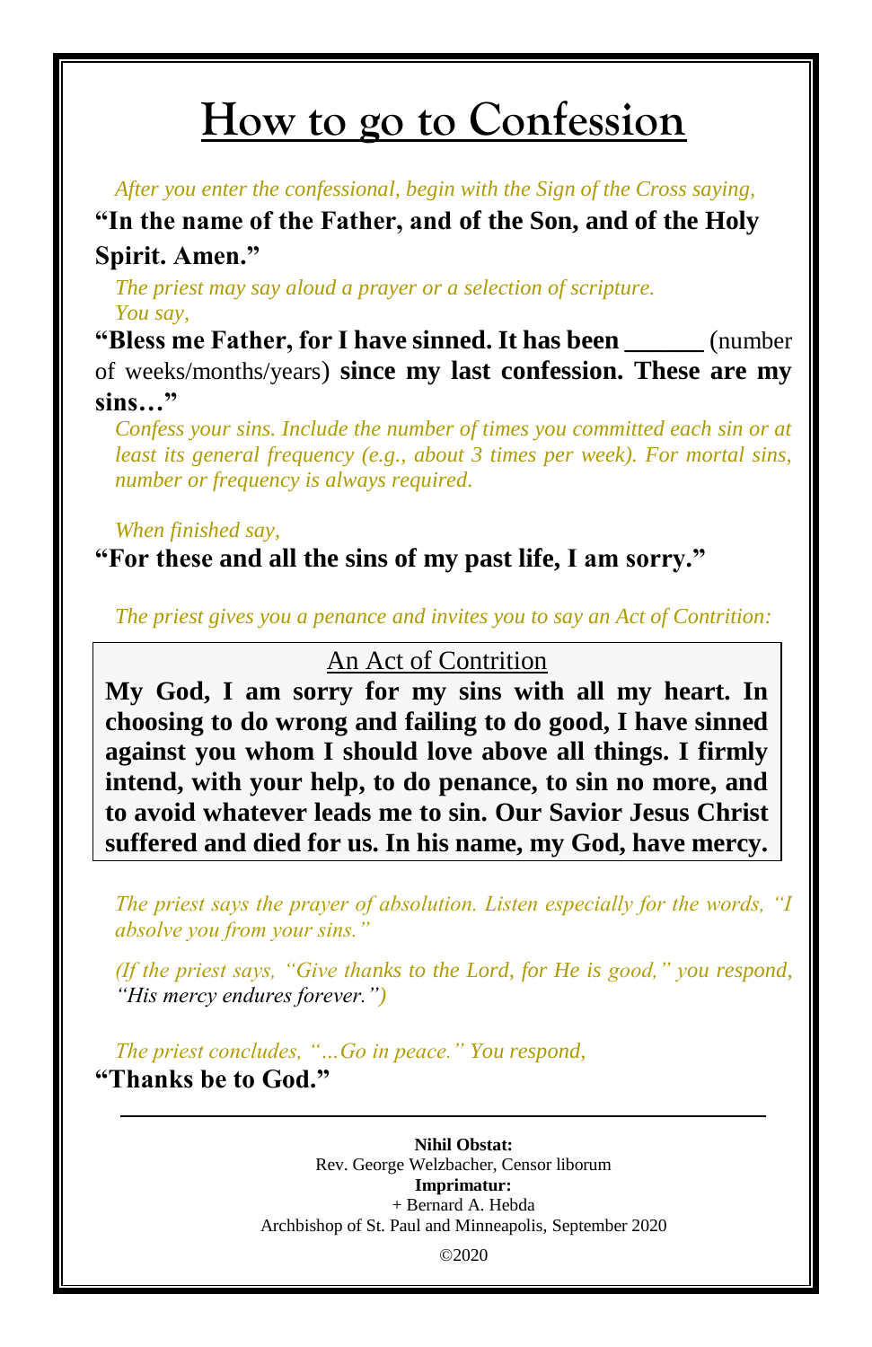# How to go to Confession

*After you enter the confessional, begin with the Sign of the Cross saying,*

**"In the name of the Father, and of the Son, and of the Holy Spirit. Amen."**

*The priest may say aloud a prayer or a selection of scripture.*
*You say,*

**"Bless me Father, for I have sinned. It has been ______** (number of weeks/months/years) **since my last confession. These are my sins…"**

*Confess your sins. Include the number of times you committed each sin or at least its general frequency (e.g., about 3 times per week). For mortal sins, number or frequency is always required.*

*When finished say,*

**"For these and all the sins of my past life, I am sorry."**

*The priest gives you a penance and invites you to say an Act of Contrition:*

An Act of Contrition

**My God, I am sorry for my sins with all my heart. In choosing to do wrong and failing to do good, I have sinned against you whom I should love above all things. I firmly intend, with your help, to do penance, to sin no more, and to avoid whatever leads me to sin. Our Savior Jesus Christ suffered and died for us. In his name, my God, have mercy.**

*The priest says the prayer of absolution. Listen especially for the words, "I absolve you from your sins."*

*(If the priest says, "Give thanks to the Lord, for He is good," you respond, "His mercy endures forever.")*

*The priest concludes, "…Go in peace." You respond,*

**"Thanks be to God."**

---

**Nihil Obstat:**
Rev. George Welzbacher, Censor liborum
**Imprimatur:**
+ Bernard A. Hebda
Archbishop of St. Paul and Minneapolis, September 2020

©2020